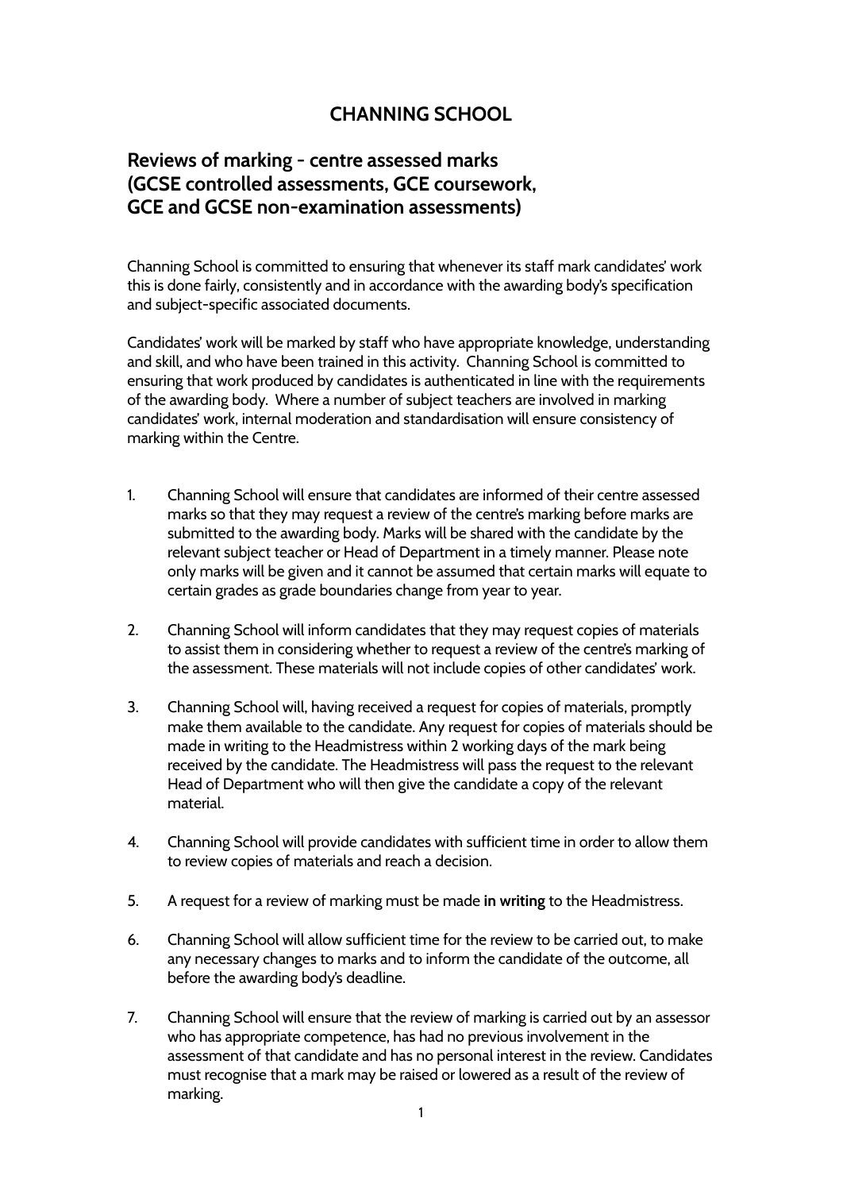# CHANNING SCHOOL

## Reviews of marking - centre assessed marks (GCSE controlled assessments, GCE coursework, GCE and GCSE non-examination assessments)

Channing School is committed to ensuring that whenever its staff mark candidates' work this is done fairly, consistently and in accordance with the awarding body's specification and subject-specific associated documents.

Candidates' work will be marked by staff who have appropriate knowledge, understanding and skill, and who have been trained in this activity. Channing School is committed to ensuring that work produced by candidates is authenticated in line with the requirements of the awarding body. Where a number of subject teachers are involved in marking candidates' work, internal moderation and standardisation will ensure consistency of marking within the Centre.

1. Channing School will ensure that candidates are informed of their centre assessed marks so that they may request a review of the centre's marking before marks are submitted to the awarding body. Marks will be shared with the candidate by the relevant subject teacher or Head of Department in a timely manner. Please note only marks will be given and it cannot be assumed that certain marks will equate to certain grades as grade boundaries change from year to year.

2. Channing School will inform candidates that they may request copies of materials to assist them in considering whether to request a review of the centre's marking of the assessment. These materials will not include copies of other candidates' work.

3. Channing School will, having received a request for copies of materials, promptly make them available to the candidate. Any request for copies of materials should be made in writing to the Headmistress within 2 working days of the mark being received by the candidate. The Headmistress will pass the request to the relevant Head of Department who will then give the candidate a copy of the relevant material.

4. Channing School will provide candidates with sufficient time in order to allow them to review copies of materials and reach a decision.

5. A request for a review of marking must be made **in writing** to the Headmistress.

6. Channing School will allow sufficient time for the review to be carried out, to make any necessary changes to marks and to inform the candidate of the outcome, all before the awarding body's deadline.

7. Channing School will ensure that the review of marking is carried out by an assessor who has appropriate competence, has had no previous involvement in the assessment of that candidate and has no personal interest in the review. Candidates must recognise that a mark may be raised or lowered as a result of the review of marking.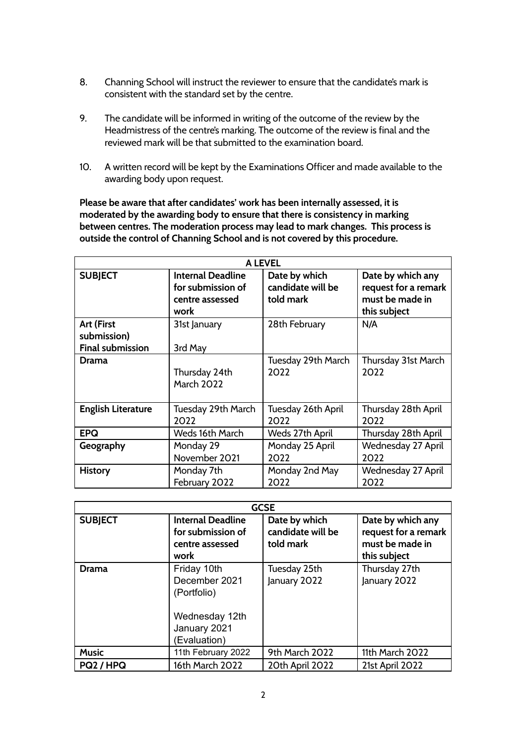8. Channing School will instruct the reviewer to ensure that the candidate's mark is consistent with the standard set by the centre.

9. The candidate will be informed in writing of the outcome of the review by the Headmistress of the centre's marking. The outcome of the review is final and the reviewed mark will be that submitted to the examination board.

10. A written record will be kept by the Examinations Officer and made available to the awarding body upon request.

**Please be aware that after candidates' work has been internally assessed, it is moderated by the awarding body to ensure that there is consistency in marking between centres. The moderation process may lead to mark changes. This process is outside the control of Channing School and is not covered by this procedure.**

| A LEVEL | | | |
|---|---|---|---|
| **SUBJECT** | **Internal Deadline for submission of centre assessed work** | **Date by which candidate will be told mark** | **Date by which any request for a remark must be made in this subject** |
| **Art (First submission)**<br>**Final submission** | 31st January<br><br>3rd May | 28th February | N/A |
| **Drama** | Thursday 24th March 2022 | Tuesday 29th March 2022 | Thursday 31st March 2022 |
| **English Literature** | Tuesday 29th March 2022 | Tuesday 26th April 2022 | Thursday 28th April 2022 |
| **EPQ** | Weds 16th March | Weds 27th April | Thursday 28th April |
| **Geography** | Monday 29 November 2021 | Monday 25 April 2022 | Wednesday 27 April 2022 |
| **History** | Monday 7th February 2022 | Monday 2nd May 2022 | Wednesday 27 April 2022 |

| GCSE | | | |
|---|---|---|---|
| **SUBJECT** | **Internal Deadline for submission of centre assessed work** | **Date by which candidate will be told mark** | **Date by which any request for a remark must be made in this subject** |
| **Drama** | Friday 10th December 2021 (Portfolio)<br><br>Wednesday 12th January 2021 (Evaluation) | Tuesday 25th January 2022 | Thursday 27th January 2022 |
| **Music** | 11th February 2022 | 9th March 2022 | 11th March 2022 |
| **PQ2 / HPQ** | 16th March 2022 | 20th April 2022 | 21st April 2022 |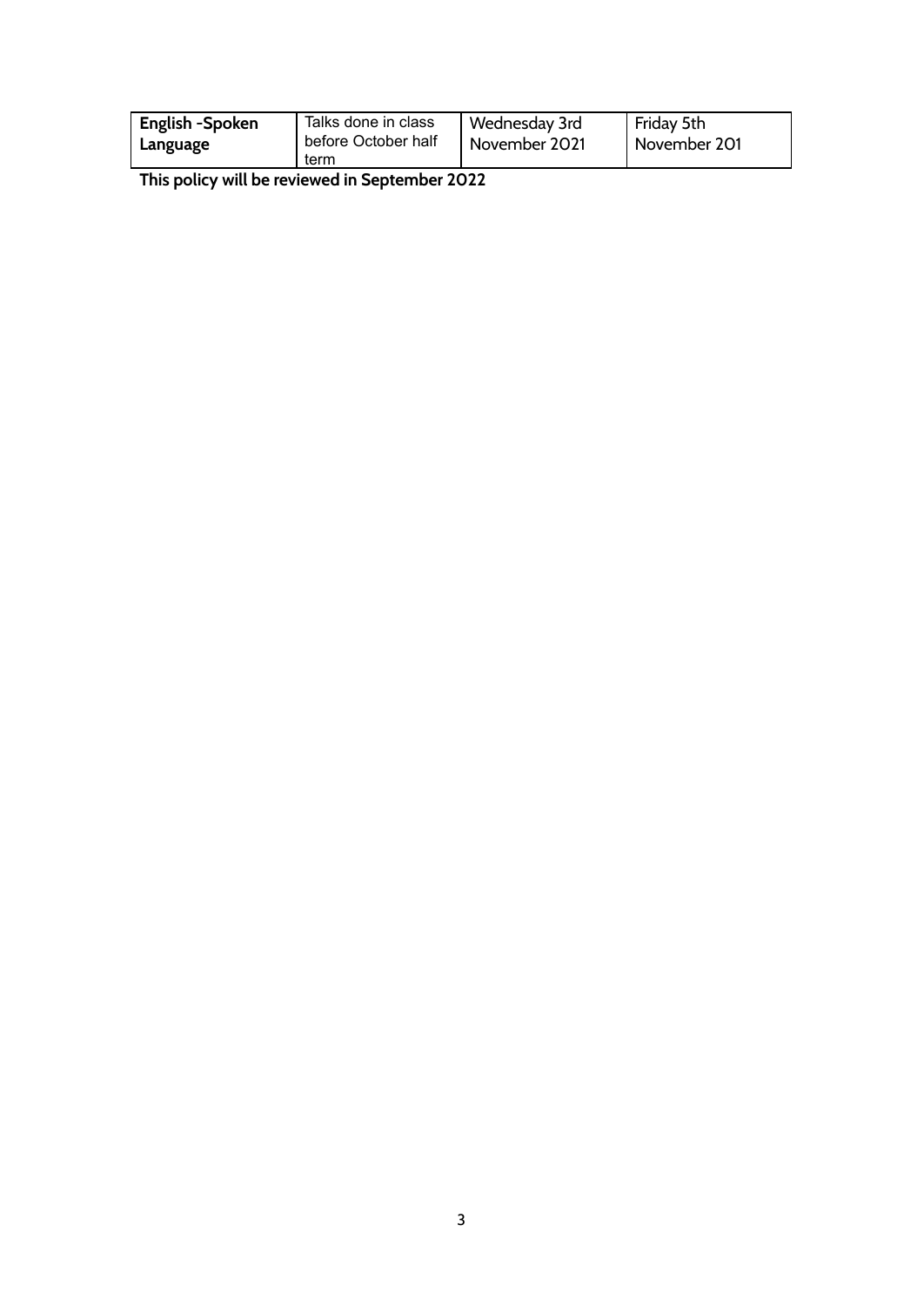| | | | |
|---|---|---|---|
| **English -Spoken Language** | Talks done in class before October half term | Wednesday 3rd November 2021 | Friday 5th November 201 |

**This policy will be reviewed in September 2022**